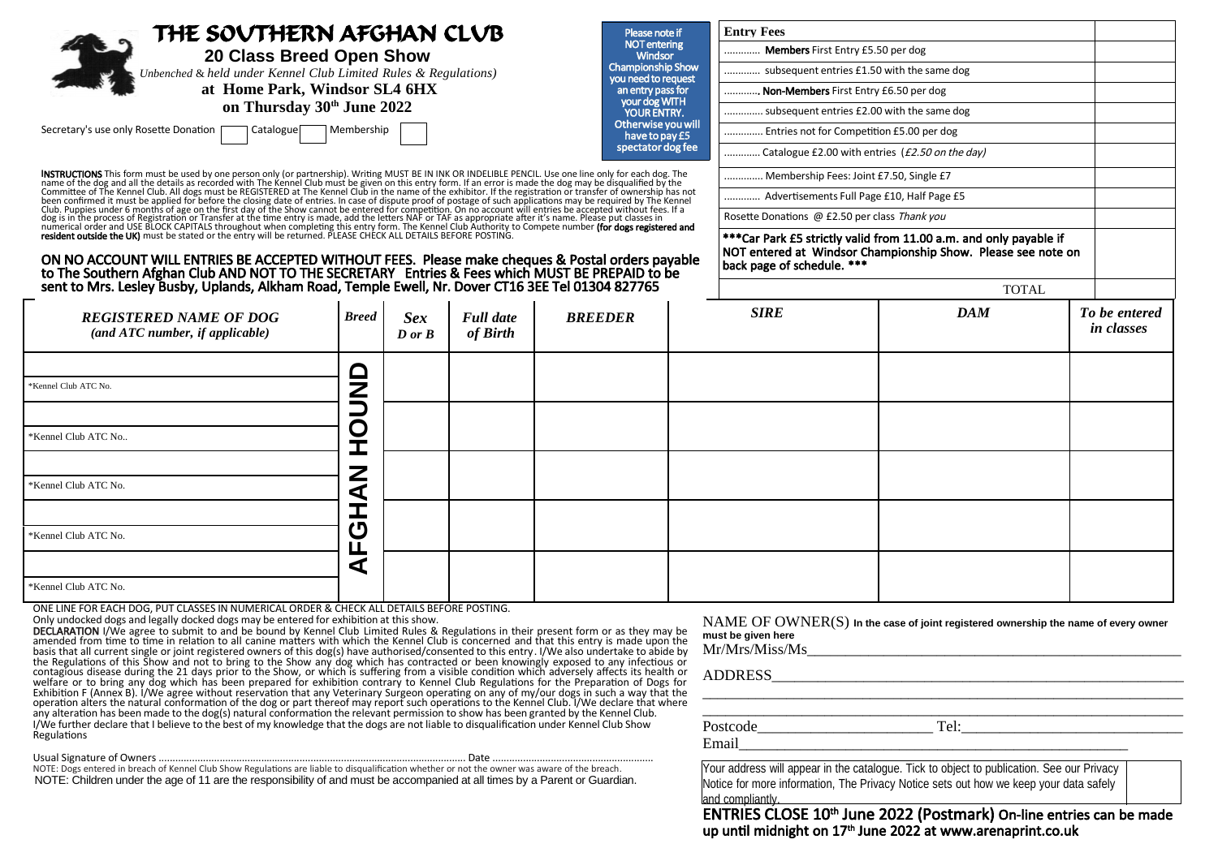# THE SOUTHERN AFGHAN CLUB

## 20 Class Breed Open Show

*Unbenched & held under Kennel Club Limited Rules & Regulations)*

**at Home Park, Windsor SL4 6HX**

**on Thursday 30th June 2022**

Secretary's use only Rosette Donation [ ] Catalogue [ ] Membership [ ]

**Please note if NOT entering Windsor Championship Show you need to request an entry pass for your dog WITH YOUR ENTRY. Otherwise you will have to pay £5 spectator dog fee**

| Entry Fees | |
|---|---|
| ............ **Members** First Entry £5.50 per dog | |
| ............ subsequent entries £1.50 with the same dog | |
| ............ **Non-Members** First Entry £6.50 per dog | |
| ............ subsequent entries £2.00 with the same dog | |
| ............ Entries not for Competition £5.00 per dog | |
| ............ Catalogue £2.00 with entries (*£2.50 on the day*) | |
| ............ Membership Fees: Joint £7.50, Single £7 | |
| ............ Advertisements Full Page £10, Half Page £5 | |
| Rosette Donations @ £2.50 per class *Thank you* | |
| **\*\*\*Car Park £5 strictly valid from 11.00 a.m. and only payable if NOT entered at Windsor Championship Show. Please see note on back page of schedule. \*\*\*** | |
| TOTAL | |

**INSTRUCTIONS** This form must be used by one person only (or partnership). Writing MUST BE IN INK OR INDELIBLE PENCIL. Use one line only for each dog. The name of the dog and all the details as recorded with The Kennel Club must be given on this entry form. If an error is made the dog may be disqualified by the Committee of The Kennel Club. All dogs must be REGISTERED at The Kennel Club in the name of the exhibitor. If the registration or transfer of ownership has not been confirmed it must be applied for before the closing date of entries. In case of dispute proof of postage of such applications may be required by The Kennel Club. Puppies under 6 months of age on the first day of the Show cannot be entered for competition. On no account will entries be accepted without fees. If a dog is in the process of Registration or Transfer at the time entry is made, add the letters NAF or TAF as appropriate after it's name. Please put classes in numerical order and USE BLOCK CAPITALS throughout when completing this entry form. The Kennel Club Authority to Compete number **(for dogs registered and resident outside the UK)** must be stated or the entry will be returned. PLEASE CHECK ALL DETAILS BEFORE POSTING.

**ON NO ACCOUNT WILL ENTRIES BE ACCEPTED WITHOUT FEES. Please make cheques & Postal orders payable to The Southern Afghan Club AND NOT TO THE SECRETARY Entries & Fees which MUST BE PREPAID to be sent to Mrs. Lesley Busby, Uplands, Alkham Road, Temple Ewell, Nr. Dover CT16 3EE Tel 01304 827765**

| *REGISTERED NAME OF DOG (and ATC number, if applicable)* | *Breed* | *Sex D or B* | *Full date of Birth* | *BREEDER* | *SIRE* | *DAM* | *To be entered in classes* |
|---|---|---|---|---|---|---|---|
| *Kennel Club ATC No. | AFGHAN HOUND | | | | | | |
| *Kennel Club ATC No.. | AFGHAN HOUND | | | | | | |
| *Kennel Club ATC No. | AFGHAN HOUND | | | | | | |
| *Kennel Club ATC No. | AFGHAN HOUND | | | | | | |
| *Kennel Club ATC No. | AFGHAN HOUND | | | | | | |

ONE LINE FOR EACH DOG, PUT CLASSES IN NUMERICAL ORDER & CHECK ALL DETAILS BEFORE POSTING.

Only undocked dogs and legally docked dogs may be entered for exhibition at this show.

**DECLARATION** I/We agree to submit to and be bound by Kennel Club Limited Rules & Regulations in their present form or as they may be amended from time to time in relation to all canine matters with which the Kennel Club is concerned and that this entry is made upon the basis that all current single or joint registered owners of this dog(s) have authorised/consented to this entry. I/We also undertake to abide by the Regulations of this Show and not to bring to the Show any dog which has contracted or been knowingly exposed to any infectious or contagious disease during the 21 days prior to the Show, or which is suffering from a visible condition which adversely affects its health or welfare or to bring any dog which has been prepared for exhibition contrary to Kennel Club Regulations for the Preparation of Dogs for Exhibition F (Annex B). I/We agree without reservation that any Veterinary Surgeon operating on any of my/our dogs in such a way that the operation alters the natural conformation of the dog or part thereof may report such operations to the Kennel Club. I/We declare that where any alteration has been made to the dog(s) natural conformation the relevant permission to show has been granted by the Kennel Club. I/We further declare that I believe to the best of my knowledge that the dogs are not liable to disqualification under Kennel Club Show Regulations

Usual Signature of Owners .................................................................................................... Date ..........................................................

NOTE: Dogs entered in breach of Kennel Club Show Regulations are liable to disqualification whether or not the owner was aware of the breach.

NOTE: Children under the age of 11 are the responsibility of and must be accompanied at all times by a Parent or Guardian.

NAME OF OWNER(S) **In the case of joint registered ownership the name of every owner must be given here**

Mr/Mrs/Miss/Ms_______________________________________________

ADDRESS_____________________________________________________

_____________________________________________________________

_____________________________________________________________

Postcode______________________ Tel:___________________________

Email_________________________________________________

Your address will appear in the catalogue. Tick to object to publication. See our Privacy Notice for more information, The Privacy Notice sets out how we keep your data safely and compliantly. [ ]

**ENTRIES CLOSE 10th June 2022 (Postmark) On-line entries can be made up until midnight on 17th June 2022 at www.arenaprint.co.uk**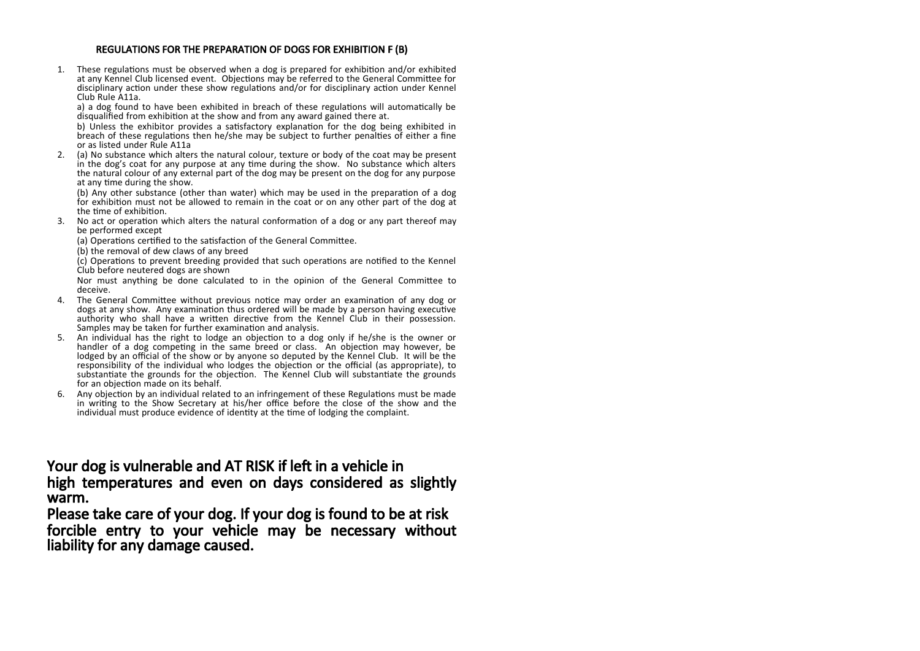## REGULATIONS FOR THE PREPARATION OF DOGS FOR EXHIBITION F (B)

1. These regulations must be observed when a dog is prepared for exhibition and/or exhibited at any Kennel Club licensed event. Objections may be referred to the General Committee for disciplinary action under these show regulations and/or for disciplinary action under Kennel Club Rule A11a.

   a) a dog found to have been exhibited in breach of these regulations will automatically be disqualified from exhibition at the show and from any award gained there at.

   b) Unless the exhibitor provides a satisfactory explanation for the dog being exhibited in breach of these regulations then he/she may be subject to further penalties of either a fine or as listed under Rule A11a

2. (a) No substance which alters the natural colour, texture or body of the coat may be present in the dog's coat for any purpose at any time during the show. No substance which alters the natural colour of any external part of the dog may be present on the dog for any purpose at any time during the show.

   (b) Any other substance (other than water) which may be used in the preparation of a dog for exhibition must not be allowed to remain in the coat or on any other part of the dog at the time of exhibition.

3. No act or operation which alters the natural conformation of a dog or any part thereof may be performed except

   (a) Operations certified to the satisfaction of the General Committee.

   (b) the removal of dew claws of any breed

   (c) Operations to prevent breeding provided that such operations are notified to the Kennel Club before neutered dogs are shown

   Nor must anything be done calculated to in the opinion of the General Committee to deceive.

4. The General Committee without previous notice may order an examination of any dog or dogs at any show. Any examination thus ordered will be made by a person having executive authority who shall have a written directive from the Kennel Club in their possession. Samples may be taken for further examination and analysis.

5. An individual has the right to lodge an objection to a dog only if he/she is the owner or handler of a dog competing in the same breed or class. An objection may however, be lodged by an official of the show or by anyone so deputed by the Kennel Club. It will be the responsibility of the individual who lodges the objection or the official (as appropriate), to substantiate the grounds for the objection. The Kennel Club will substantiate the grounds for an objection made on its behalf.

6. Any objection by an individual related to an infringement of these Regulations must be made in writing to the Show Secretary at his/her office before the close of the show and the individual must produce evidence of identity at the time of lodging the complaint.

**Your dog is vulnerable and AT RISK if left in a vehicle in high temperatures and even on days considered as slightly warm.**

**Please take care of your dog. If your dog is found to be at risk forcible entry to your vehicle may be necessary without liability for any damage caused.**